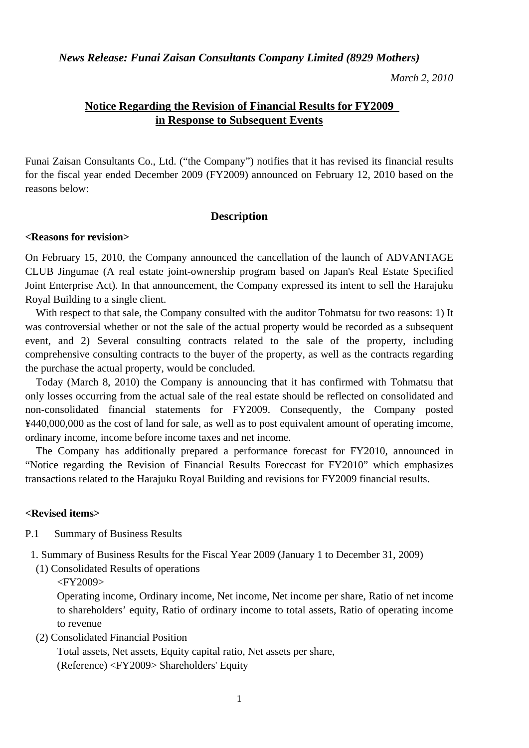*News Release: Funai Zaisan Consultants Company Limited (8929 Mothers)*

*March 2, 2010*

## Notice Regarding the Revision of Financial Results for FY2009 in Response to Subsequent Events

Funai Zaisan Consultants Co., Ltd. ("the Company") notifies that it has revised its financial results for the fiscal year ended December 2009 (FY2009) announced on February 12, 2010 based on the reasons below:

### Description

**<Reasons for revision>**

On February 15, 2010, the Company announced the cancellation of the launch of ADVANTAGE CLUB Jingumae (A real estate joint-ownership program based on Japan's Real Estate Specified Joint Enterprise Act). In that announcement, the Company expressed its intent to sell the Harajuku Royal Building to a single client.

With respect to that sale, the Company consulted with the auditor Tohmatsu for two reasons: 1) It was controversial whether or not the sale of the actual property would be recorded as a subsequent event, and 2) Several consulting contracts related to the sale of the property, including comprehensive consulting contracts to the buyer of the property, as well as the contracts regarding the purchase the actual property, would be concluded.

Today (March 8, 2010) the Company is announcing that it has confirmed with Tohmatsu that only losses occurring from the actual sale of the real estate should be reflected on consolidated and non-consolidated financial statements for FY2009. Consequently, the Company posted ¥440,000,000 as the cost of land for sale, as well as to post equivalent amount of operating imcome, ordinary income, income before income taxes and net income.

The Company has additionally prepared a performance forecast for FY2010, announced in "Notice regarding the Revision of Financial Results Foreccast for FY2010" which emphasizes transactions related to the Harajuku Royal Building and revisions for FY2009 financial results.

**<Revised items>**

P.1 Summary of Business Results

1. Summary of Business Results for the Fiscal Year 2009 (January 1 to December 31, 2009)
   (1) Consolidated Results of operations
   <FY2009>
   Operating income, Ordinary income, Net income, Net income per share, Ratio of net income to shareholders' equity, Ratio of ordinary income to total assets, Ratio of operating income to revenue
   (2) Consolidated Financial Position
   Total assets, Net assets, Equity capital ratio, Net assets per share,
   (Reference) <FY2009> Shareholders' Equity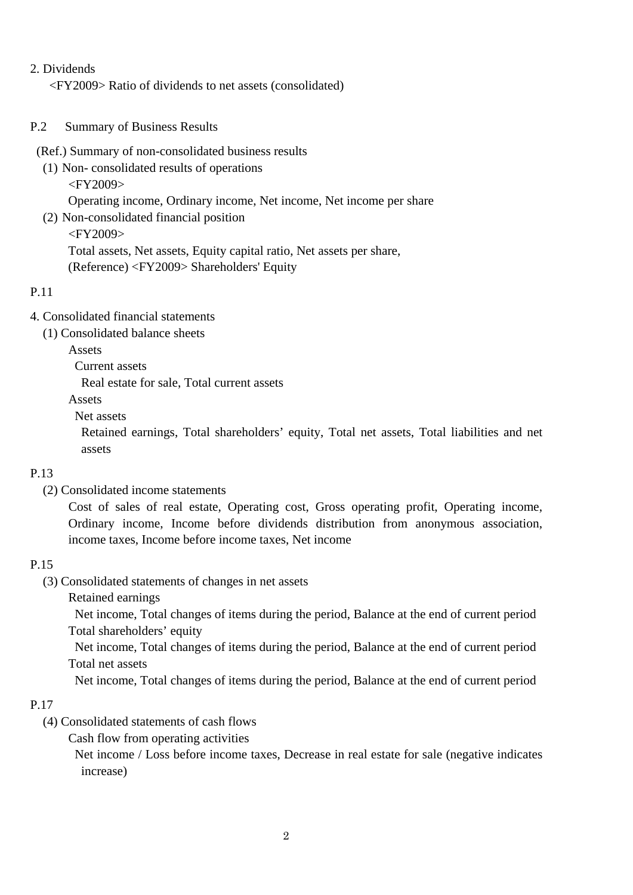2. Dividends

&lt;FY2009&gt; Ratio of dividends to net assets (consolidated)

P.2 Summary of Business Results

(Ref.) Summary of non-consolidated business results

(1) Non- consolidated results of operations

&lt;FY2009&gt;

Operating income, Ordinary income, Net income, Net income per share

(2) Non-consolidated financial position

&lt;FY2009&gt;

Total assets, Net assets, Equity capital ratio, Net assets per share,

(Reference) &lt;FY2009&gt; Shareholders' Equity

P.11

4. Consolidated financial statements

(1) Consolidated balance sheets

Assets

Current assets

Real estate for sale, Total current assets

Assets

Net assets

Retained earnings, Total shareholders’ equity, Total net assets, Total liabilities and net assets

P.13

(2) Consolidated income statements

Cost of sales of real estate, Operating cost, Gross operating profit, Operating income, Ordinary income, Income before dividends distribution from anonymous association, income taxes, Income before income taxes, Net income

P.15

(3) Consolidated statements of changes in net assets

Retained earnings

Net income, Total changes of items during the period, Balance at the end of current period

Total shareholders’ equity

Net income, Total changes of items during the period, Balance at the end of current period

Total net assets

Net income, Total changes of items during the period, Balance at the end of current period

P.17

(4) Consolidated statements of cash flows

Cash flow from operating activities

Net income / Loss before income taxes, Decrease in real estate for sale (negative indicates increase)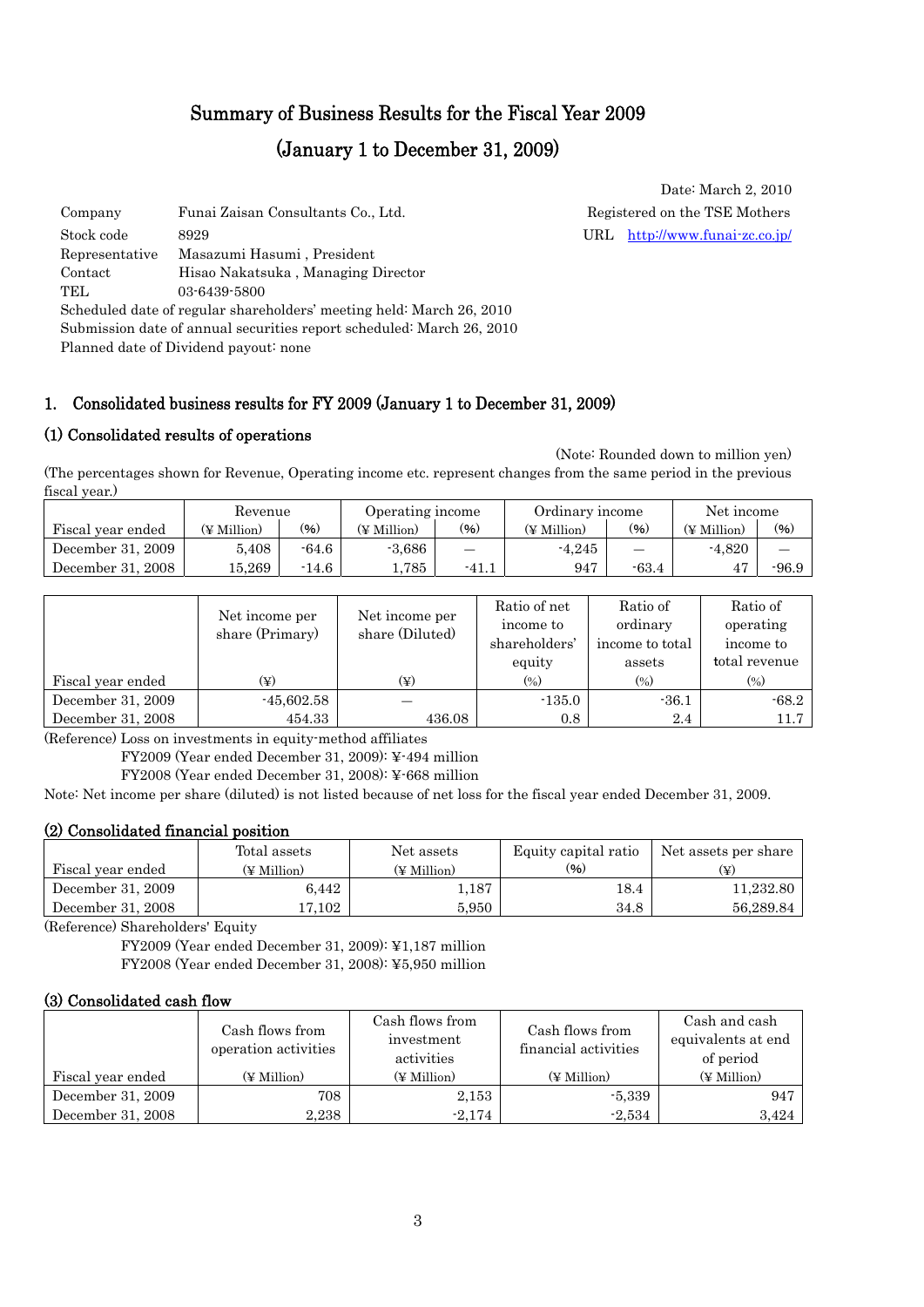# Summary of Business Results for the Fiscal Year 2009

# (January 1 to December 31, 2009)

Date: March 2, 2010

Company Funai Zaisan Consultants Co., Ltd. Registered on the TSE Mothers
Stock code 8929 URL http://www.funai-zc.co.jp/
Representative Masazumi Hasumi , President
Contact Hisao Nakatsuka , Managing Director
TEL 03-6439-5800
Scheduled date of regular shareholders' meeting held: March 26, 2010
Submission date of annual securities report scheduled: March 26, 2010
Planned date of Dividend payout: none

## 1. Consolidated business results for FY 2009 (January 1 to December 31, 2009)

### (1) Consolidated results of operations

(Note: Rounded down to million yen)

(The percentages shown for Revenue, Operating income etc. represent changes from the same period in the previous fiscal year.)

| Fiscal year ended | Revenue (¥ Million) | (%) | Operating income (¥ Million) | (%) | Ordinary income (¥ Million) | (%) | Net income (¥ Million) | (%) |
|---|---|---|---|---|---|---|---|---|
| December 31, 2009 | 5,408 | -64.6 | -3,686 | — | -4,245 | — | -4,820 | — |
| December 31, 2008 | 15,269 | -14.6 | 1,785 | -41.1 | 947 | -63.4 | 47 | -96.9 |

| Fiscal year ended | Net income per share (Primary) (¥) | Net income per share (Diluted) (¥) | Ratio of net income to shareholders' equity (%) | Ratio of ordinary income to total assets (%) | Ratio of operating income to total revenue (%) |
|---|---|---|---|---|---|
| December 31, 2009 | -45,602.58 | — | -135.0 | -36.1 | -68.2 |
| December 31, 2008 | 454.33 | 436.08 | 0.8 | 2.4 | 11.7 |

(Reference) Loss on investments in equity-method affiliates

FY2009 (Year ended December 31, 2009): ¥-494 million

FY2008 (Year ended December 31, 2008): ¥-668 million

Note: Net income per share (diluted) is not listed because of net loss for the fiscal year ended December 31, 2009.

### (2) Consolidated financial position

| Fiscal year ended | Total assets (¥ Million) | Net assets (¥ Million) | Equity capital ratio (%) | Net assets per share (¥) |
|---|---|---|---|---|
| December 31, 2009 | 6,442 | 1,187 | 18.4 | 11,232.80 |
| December 31, 2008 | 17,102 | 5,950 | 34.8 | 56,289.84 |

(Reference) Shareholders' Equity

FY2009 (Year ended December 31, 2009): ¥1,187 million

FY2008 (Year ended December 31, 2008): ¥5,950 million

### (3) Consolidated cash flow

| Fiscal year ended | Cash flows from operation activities (¥ Million) | Cash flows from investment activities (¥ Million) | Cash flows from financial activities (¥ Million) | Cash and cash equivalents at end of period (¥ Million) |
|---|---|---|---|---|
| December 31, 2009 | 708 | 2,153 | -5,339 | 947 |
| December 31, 2008 | 2,238 | -2,174 | -2,534 | 3,424 |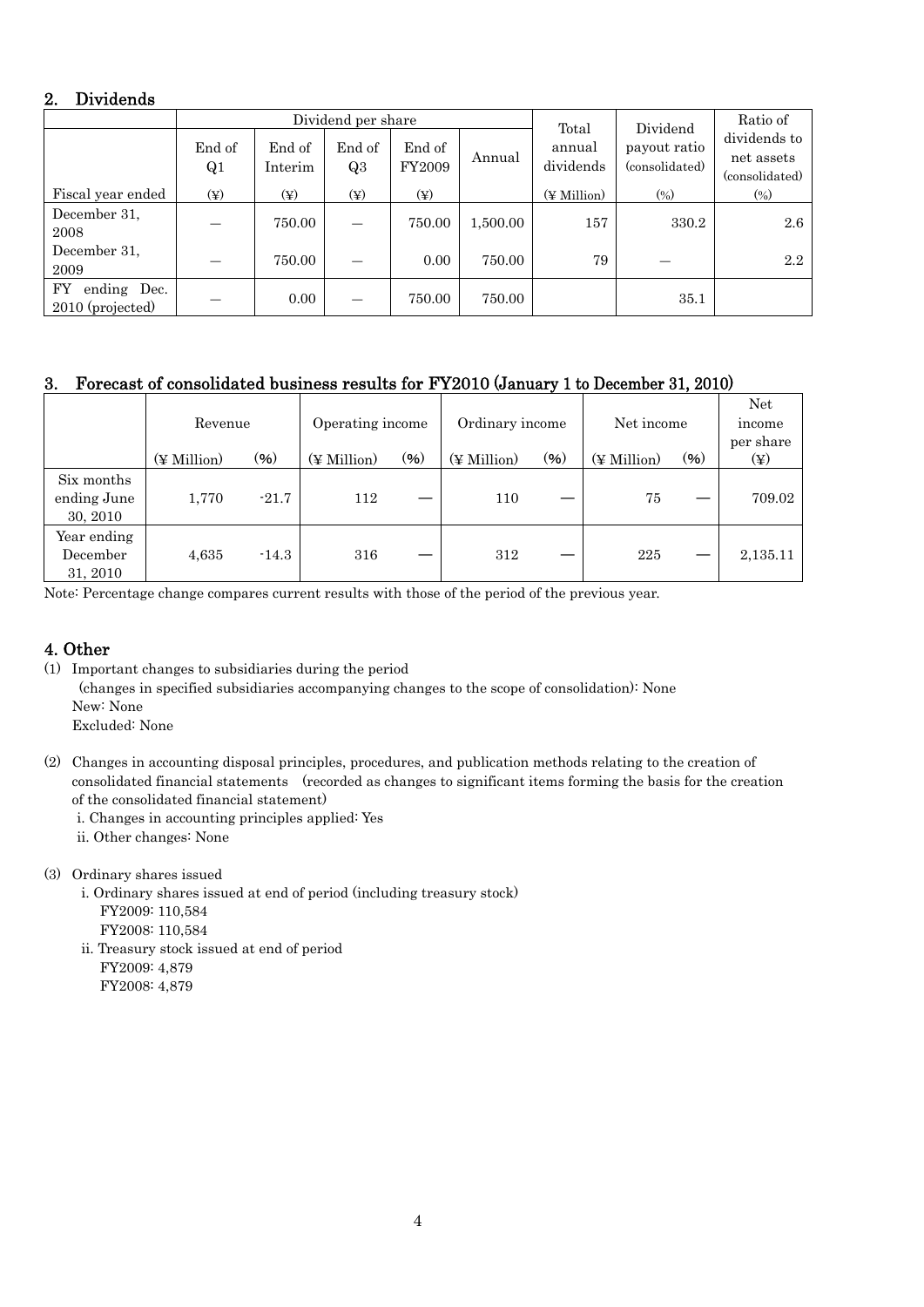## 2. Dividends

| | Dividend per share | | | | | Total annual dividends | Dividend payout ratio (consolidated) | Ratio of dividends to net assets (consolidated) |
|---|---|---|---|---|---|---|---|---|
| | End of Q1 | End of Interim | End of Q3 | End of FY2009 | Annual | | | |
| Fiscal year ended | (¥) | (¥) | (¥) | (¥) | | (¥ Million) | (%) | (%) |
| December 31, 2008 | — | 750.00 | — | 750.00 | 1,500.00 | 157 | 330.2 | 2.6 |
| December 31, 2009 | — | 750.00 | — | 0.00 | 750.00 | 79 | — | 2.2 |
| FY ending Dec. 2010 (projected) | — | 0.00 | — | 750.00 | 750.00 | | 35.1 | |

## 3. Forecast of consolidated business results for FY2010 (January 1 to December 31, 2010)

| | Revenue | | Operating income | | Ordinary income | | Net income | | Net income per share |
|---|---|---|---|---|---|---|---|---|---|
| | (¥ Million) | (%) | (¥ Million) | (%) | (¥ Million) | (%) | (¥ Million) | (%) | (¥) |
| Six months ending June 30, 2010 | 1,770 | -21.7 | 112 | — | 110 | — | 75 | — | 709.02 |
| Year ending December 31, 2010 | 4,635 | -14.3 | 316 | — | 312 | — | 225 | — | 2,135.11 |

Note: Percentage change compares current results with those of the period of the previous year.

## 4. Other

(1) Important changes to subsidiaries during the period
(changes in specified subsidiaries accompanying changes to the scope of consolidation): None
New: None
Excluded: None

(2) Changes in accounting disposal principles, procedures, and publication methods relating to the creation of consolidated financial statements (recorded as changes to significant items forming the basis for the creation of the consolidated financial statement)
i. Changes in accounting principles applied: Yes
ii. Other changes: None

(3) Ordinary shares issued
i. Ordinary shares issued at end of period (including treasury stock)
FY2009: 110,584
FY2008: 110,584
ii. Treasury stock issued at end of period
FY2009: 4,879
FY2008: 4,879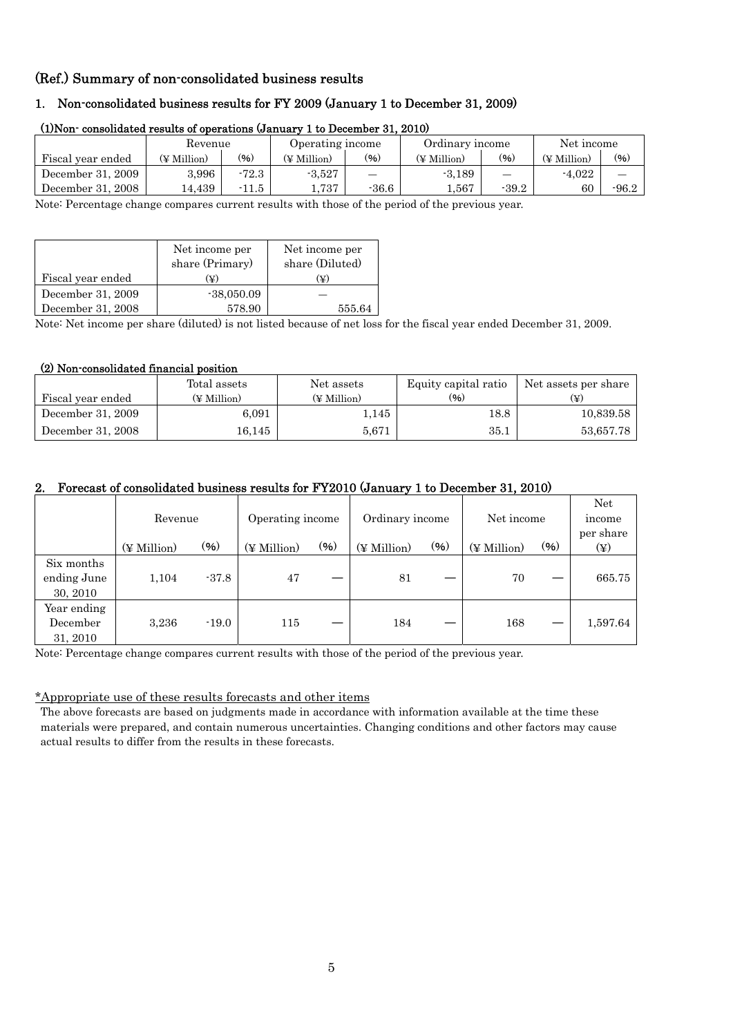## (Ref.) Summary of non-consolidated business results

### 1. Non-consolidated business results for FY 2009 (January 1 to December 31, 2009)

**(1)Non- consolidated results of operations (January 1 to December 31, 2010)**

| | Revenue | | Operating income | | Ordinary income | | Net income | |
|---|---|---|---|---|---|---|---|---|
| Fiscal year ended | (¥ Million) | (%) | (¥ Million) | (%) | (¥ Million) | (%) | (¥ Million) | (%) |
| December 31, 2009 | 3,996 | -72.3 | -3,527 | — | -3,189 | — | -4,022 | — |
| December 31, 2008 | 14,439 | -11.5 | 1,737 | -36.6 | 1,567 | -39.2 | 60 | -96.2 |

Note: Percentage change compares current results with those of the period of the previous year.

| Fiscal year ended | Net income per share (Primary) (¥) | Net income per share (Diluted) (¥) |
|---|---|---|
| December 31, 2009 | -38,050.09 | — |
| December 31, 2008 | 578.90 | 555.64 |

Note: Net income per share (diluted) is not listed because of net loss for the fiscal year ended December 31, 2009.

**(2) Non-consolidated financial position**

| Fiscal year ended | Total assets (¥ Million) | Net assets (¥ Million) | Equity capital ratio (%) | Net assets per share (¥) |
|---|---|---|---|---|
| December 31, 2009 | 6,091 | 1,145 | 18.8 | 10,839.58 |
| December 31, 2008 | 16,145 | 5,671 | 35.1 | 53,657.78 |

### 2. Forecast of consolidated business results for FY2010 (January 1 to December 31, 2010)

| | Revenue | | Operating income | | Ordinary income | | Net income | | Net income per share |
|---|---|---|---|---|---|---|---|---|---|
| | (¥ Million) | (%) | (¥ Million) | (%) | (¥ Million) | (%) | (¥ Million) | (%) | (¥) |
| Six months ending June 30, 2010 | 1,104 | -37.8 | 47 | — | 81 | — | 70 | — | 665.75 |
| Year ending December 31, 2010 | 3,236 | -19.0 | 115 | — | 184 | — | 168 | — | 1,597.64 |

Note: Percentage change compares current results with those of the period of the previous year.

*Appropriate use of these results forecasts and other items

The above forecasts are based on judgments made in accordance with information available at the time these materials were prepared, and contain numerous uncertainties. Changing conditions and other factors may cause actual results to differ from the results in these forecasts.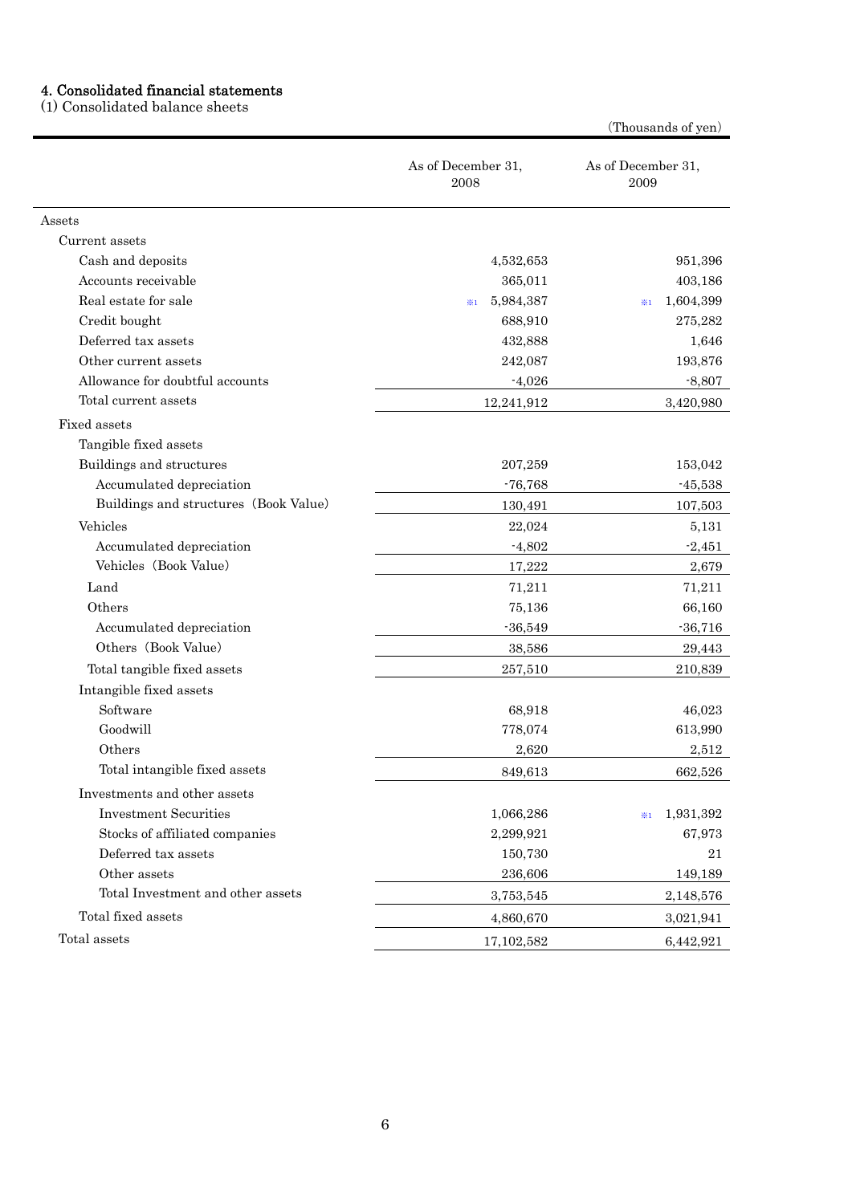## 4. Consolidated financial statements

(1) Consolidated balance sheets

(Thousands of yen)

| | As of December 31, 2008 | As of December 31, 2009 |
|---|---|---|
| Assets | | |
| Current assets | | |
| Cash and deposits | 4,532,653 | 951,396 |
| Accounts receivable | 365,011 | 403,186 |
| Real estate for sale | ※1 5,984,387 | ※1 1,604,399 |
| Credit bought | 688,910 | 275,282 |
| Deferred tax assets | 432,888 | 1,646 |
| Other current assets | 242,087 | 193,876 |
| Allowance for doubtful accounts | -4,026 | -8,807 |
| Total current assets | 12,241,912 | 3,420,980 |
| Fixed assets | | |
| Tangible fixed assets | | |
| Buildings and structures | 207,259 | 153,042 |
| Accumulated depreciation | -76,768 | -45,538 |
| Buildings and structures (Book Value) | 130,491 | 107,503 |
| Vehicles | 22,024 | 5,131 |
| Accumulated depreciation | -4,802 | -2,451 |
| Vehicles (Book Value) | 17,222 | 2,679 |
| Land | 71,211 | 71,211 |
| Others | 75,136 | 66,160 |
| Accumulated depreciation | -36,549 | -36,716 |
| Others (Book Value) | 38,586 | 29,443 |
| Total tangible fixed assets | 257,510 | 210,839 |
| Intangible fixed assets | | |
| Software | 68,918 | 46,023 |
| Goodwill | 778,074 | 613,990 |
| Others | 2,620 | 2,512 |
| Total intangible fixed assets | 849,613 | 662,526 |
| Investments and other assets | | |
| Investment Securities | 1,066,286 | ※1 1,931,392 |
| Stocks of affiliated companies | 2,299,921 | 67,973 |
| Deferred tax assets | 150,730 | 21 |
| Other assets | 236,606 | 149,189 |
| Total Investment and other assets | 3,753,545 | 2,148,576 |
| Total fixed assets | 4,860,670 | 3,021,941 |
| Total assets | 17,102,582 | 6,442,921 |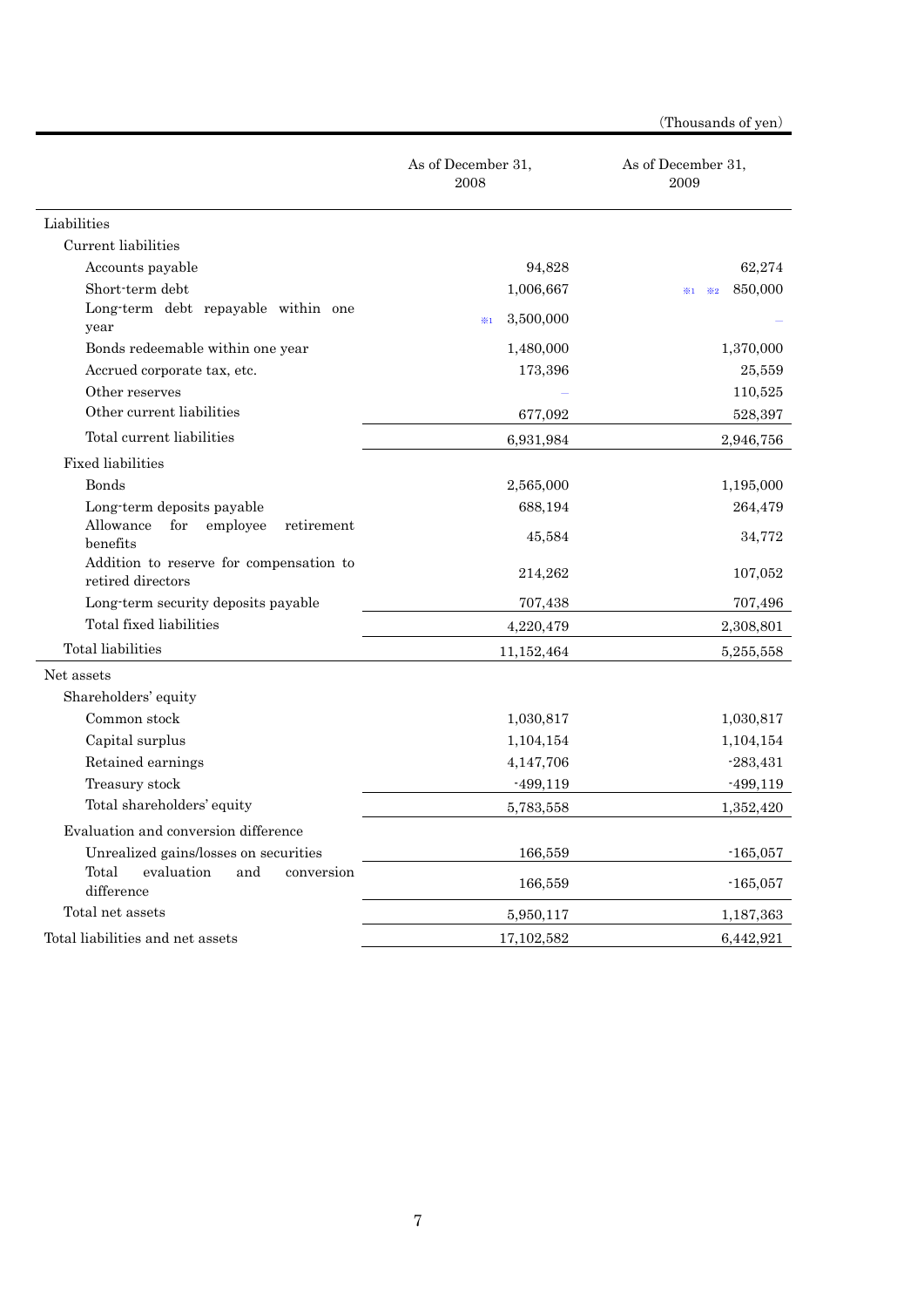(Thousands of yen)

| | As of December 31, 2008 | As of December 31, 2009 |
|---|---|---|
| Liabilities | | |
| Current liabilities | | |
| Accounts payable | 94,828 | 62,274 |
| Short-term debt | 1,006,667 | ※1 ※2 850,000 |
| Long-term debt repayable within one year | ※1 3,500,000 | – |
| Bonds redeemable within one year | 1,480,000 | 1,370,000 |
| Accrued corporate tax, etc. | 173,396 | 25,559 |
| Other reserves | – | 110,525 |
| Other current liabilities | 677,092 | 528,397 |
| Total current liabilities | 6,931,984 | 2,946,756 |
| Fixed liabilities | | |
| Bonds | 2,565,000 | 1,195,000 |
| Long-term deposits payable | 688,194 | 264,479 |
| Allowance for employee retirement benefits | 45,584 | 34,772 |
| Addition to reserve for compensation to retired directors | 214,262 | 107,052 |
| Long-term security deposits payable | 707,438 | 707,496 |
| Total fixed liabilities | 4,220,479 | 2,308,801 |
| Total liabilities | 11,152,464 | 5,255,558 |
| Net assets | | |
| Shareholders' equity | | |
| Common stock | 1,030,817 | 1,030,817 |
| Capital surplus | 1,104,154 | 1,104,154 |
| Retained earnings | 4,147,706 | -283,431 |
| Treasury stock | -499,119 | -499,119 |
| Total shareholders' equity | 5,783,558 | 1,352,420 |
| Evaluation and conversion difference | | |
| Unrealized gains/losses on securities | 166,559 | -165,057 |
| Total evaluation and conversion difference | 166,559 | -165,057 |
| Total net assets | 5,950,117 | 1,187,363 |
| Total liabilities and net assets | 17,102,582 | 6,442,921 |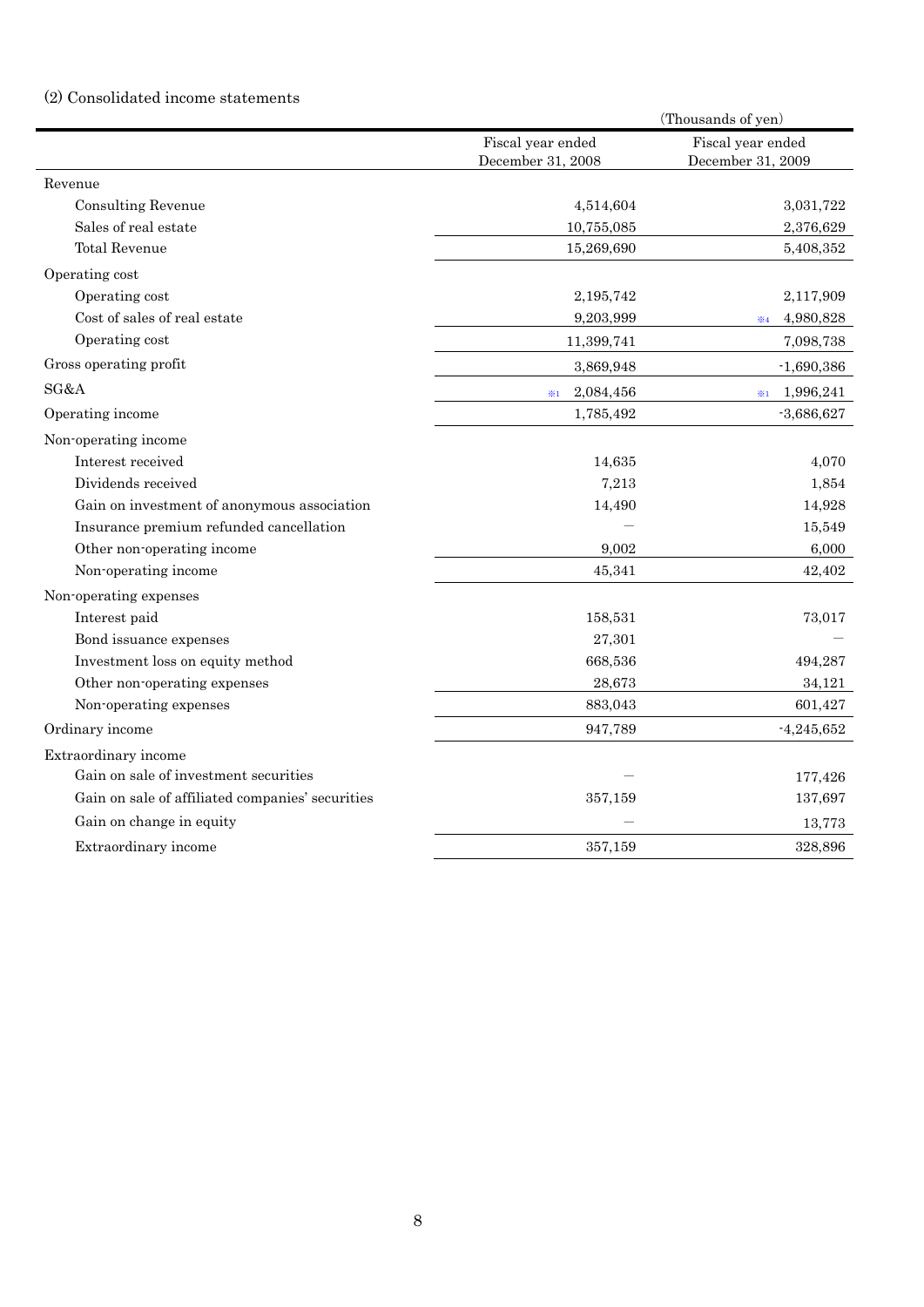### (2) Consolidated income statements

(Thousands of yen)

| | Fiscal year ended December 31, 2008 | Fiscal year ended December 31, 2009 |
|---|---|---|
| Revenue | | |
| Consulting Revenue | 4,514,604 | 3,031,722 |
| Sales of real estate | 10,755,085 | 2,376,629 |
| Total Revenue | 15,269,690 | 5,408,352 |
| Operating cost | | |
| Operating cost | 2,195,742 | 2,117,909 |
| Cost of sales of real estate | 9,203,999 | ※4 4,980,828 |
| Operating cost | 11,399,741 | 7,098,738 |
| Gross operating profit | 3,869,948 | -1,690,386 |
| SG&A | ※1 2,084,456 | ※1 1,996,241 |
| Operating income | 1,785,492 | -3,686,627 |
| Non-operating income | | |
| Interest received | 14,635 | 4,070 |
| Dividends received | 7,213 | 1,854 |
| Gain on investment of anonymous association | 14,490 | 14,928 |
| Insurance premium refunded cancellation | — | 15,549 |
| Other non-operating income | 9,002 | 6,000 |
| Non-operating income | 45,341 | 42,402 |
| Non-operating expenses | | |
| Interest paid | 158,531 | 73,017 |
| Bond issuance expenses | 27,301 | — |
| Investment loss on equity method | 668,536 | 494,287 |
| Other non-operating expenses | 28,673 | 34,121 |
| Non-operating expenses | 883,043 | 601,427 |
| Ordinary income | 947,789 | -4,245,652 |
| Extraordinary income | | |
| Gain on sale of investment securities | — | 177,426 |
| Gain on sale of affiliated companies' securities | 357,159 | 137,697 |
| Gain on change in equity | — | 13,773 |
| Extraordinary income | 357,159 | 328,896 |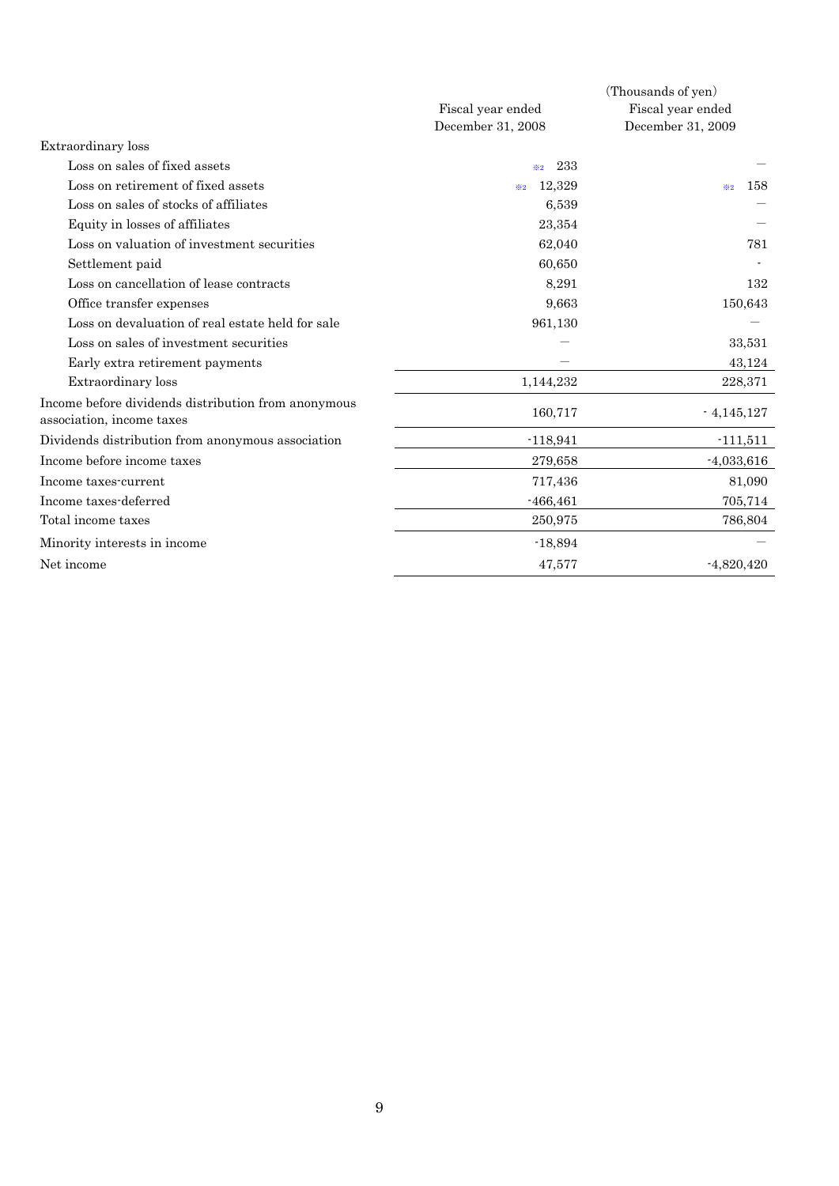(Thousands of yen)

| | Fiscal year ended December 31, 2008 | Fiscal year ended December 31, 2009 |
|---|---|---|
| Extraordinary loss | | |
| Loss on sales of fixed assets | ※2 233 | — |
| Loss on retirement of fixed assets | ※2 12,329 | ※2 158 |
| Loss on sales of stocks of affiliates | 6,539 | — |
| Equity in losses of affiliates | 23,354 | — |
| Loss on valuation of investment securities | 62,040 | 781 |
| Settlement paid | 60,650 | - |
| Loss on cancellation of lease contracts | 8,291 | 132 |
| Office transfer expenses | 9,663 | 150,643 |
| Loss on devaluation of real estate held for sale | 961,130 | — |
| Loss on sales of investment securities | — | 33,531 |
| Early extra retirement payments | — | 43,124 |
| Extraordinary loss | 1,144,232 | 228,371 |
| Income before dividends distribution from anonymous association, income taxes | 160,717 | - 4,145,127 |
| Dividends distribution from anonymous association | -118,941 | -111,511 |
| Income before income taxes | 279,658 | -4,033,616 |
| Income taxes-current | 717,436 | 81,090 |
| Income taxes-deferred | -466,461 | 705,714 |
| Total income taxes | 250,975 | 786,804 |
| Minority interests in income | -18,894 | — |
| Net income | 47,577 | -4,820,420 |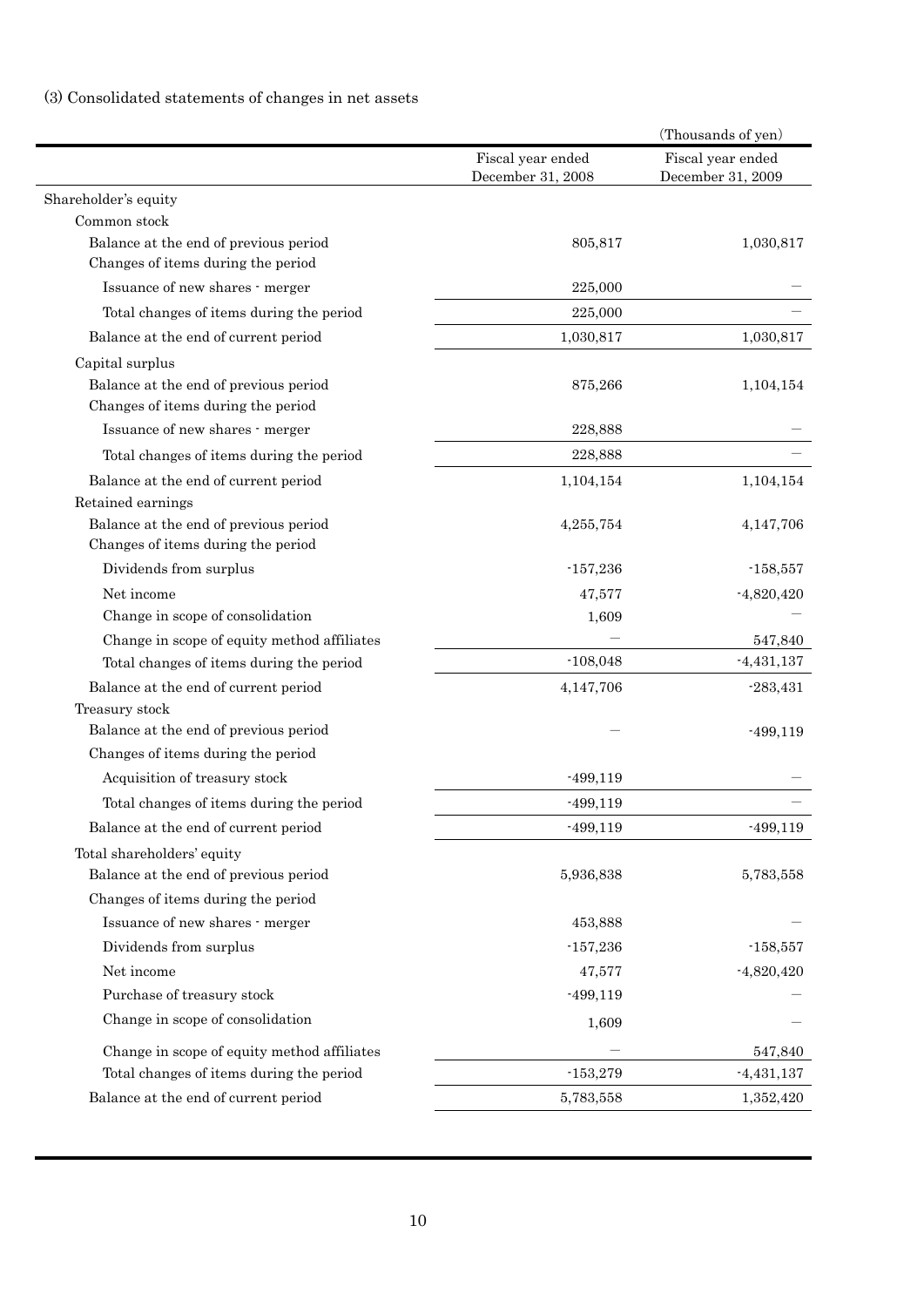(3) Consolidated statements of changes in net assets

(Thousands of yen)

| | Fiscal year ended December 31, 2008 | Fiscal year ended December 31, 2009 |
|---|---|---|
| Shareholder's equity | | |
| Common stock | | |
| Balance at the end of previous period | 805,817 | 1,030,817 |
| Changes of items during the period | | |
| Issuance of new shares - merger | 225,000 | － |
| Total changes of items during the period | 225,000 | － |
| Balance at the end of current period | 1,030,817 | 1,030,817 |
| Capital surplus | | |
| Balance at the end of previous period | 875,266 | 1,104,154 |
| Changes of items during the period | | |
| Issuance of new shares - merger | 228,888 | － |
| Total changes of items during the period | 228,888 | － |
| Balance at the end of current period | 1,104,154 | 1,104,154 |
| Retained earnings | | |
| Balance at the end of previous period | 4,255,754 | 4,147,706 |
| Changes of items during the period | | |
| Dividends from surplus | -157,236 | -158,557 |
| Net income | 47,577 | -4,820,420 |
| Change in scope of consolidation | 1,609 | － |
| Change in scope of equity method affiliates | － | 547,840 |
| Total changes of items during the period | -108,048 | -4,431,137 |
| Balance at the end of current period | 4,147,706 | -283,431 |
| Treasury stock | | |
| Balance at the end of previous period | － | -499,119 |
| Changes of items during the period | | |
| Acquisition of treasury stock | -499,119 | － |
| Total changes of items during the period | -499,119 | － |
| Balance at the end of current period | -499,119 | -499,119 |
| Total shareholders' equity | | |
| Balance at the end of previous period | 5,936,838 | 5,783,558 |
| Changes of items during the period | | |
| Issuance of new shares - merger | 453,888 | － |
| Dividends from surplus | -157,236 | -158,557 |
| Net income | 47,577 | -4,820,420 |
| Purchase of treasury stock | -499,119 | － |
| Change in scope of consolidation | 1,609 | － |
| Change in scope of equity method affiliates | － | 547,840 |
| Total changes of items during the period | -153,279 | -4,431,137 |
| Balance at the end of current period | 5,783,558 | 1,352,420 |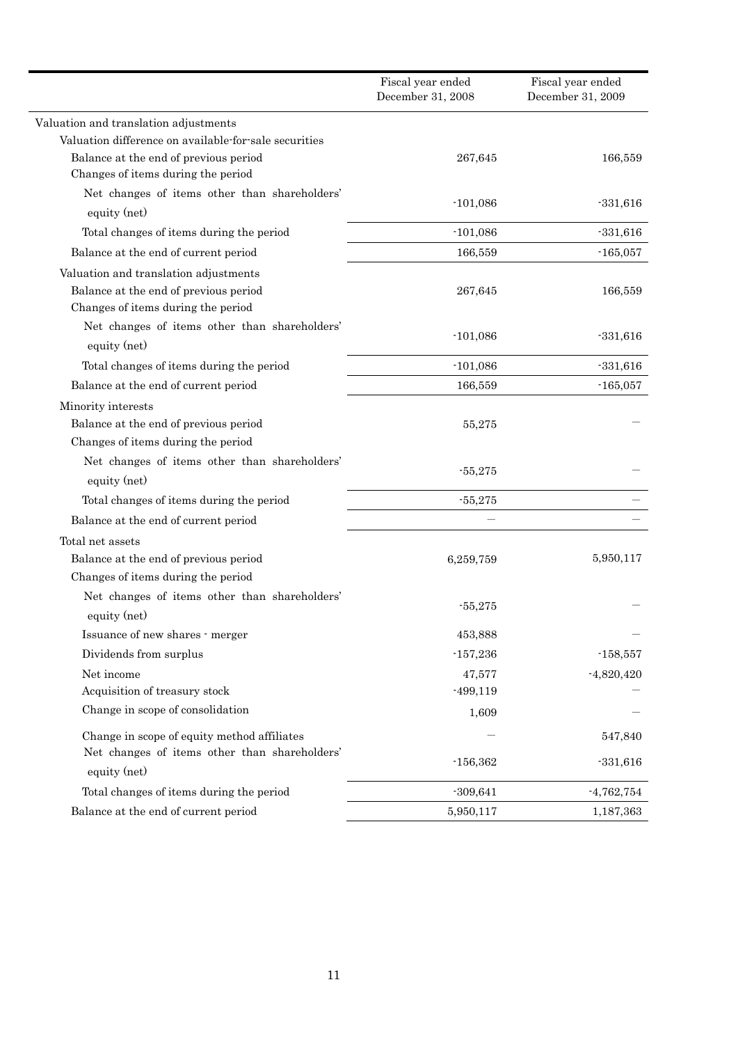| | Fiscal year ended December 31, 2008 | Fiscal year ended December 31, 2009 |
|---|---|---|
| Valuation and translation adjustments | | |
| Valuation difference on available-for-sale securities | | |
| Balance at the end of previous period | 267,645 | 166,559 |
| Changes of items during the period | | |
| Net changes of items other than shareholders' equity (net) | -101,086 | -331,616 |
| Total changes of items during the period | -101,086 | -331,616 |
| Balance at the end of current period | 166,559 | -165,057 |
| Valuation and translation adjustments | | |
| Balance at the end of previous period | 267,645 | 166,559 |
| Changes of items during the period | | |
| Net changes of items other than shareholders' equity (net) | -101,086 | -331,616 |
| Total changes of items during the period | -101,086 | -331,616 |
| Balance at the end of current period | 166,559 | -165,057 |
| Minority interests | | |
| Balance at the end of previous period | 55,275 | — |
| Changes of items during the period | | |
| Net changes of items other than shareholders' equity (net) | -55,275 | — |
| Total changes of items during the period | -55,275 | — |
| Balance at the end of current period | — | — |
| Total net assets | | |
| Balance at the end of previous period | 6,259,759 | 5,950,117 |
| Changes of items during the period | | |
| Net changes of items other than shareholders' equity (net) | -55,275 | — |
| Issuance of new shares - merger | 453,888 | — |
| Dividends from surplus | -157,236 | -158,557 |
| Net income | 47,577 | -4,820,420 |
| Acquisition of treasury stock | -499,119 | — |
| Change in scope of consolidation | 1,609 | — |
| Change in scope of equity method affiliates | — | 547,840 |
| Net changes of items other than shareholders' equity (net) | -156,362 | -331,616 |
| Total changes of items during the period | -309,641 | -4,762,754 |
| Balance at the end of current period | 5,950,117 | 1,187,363 |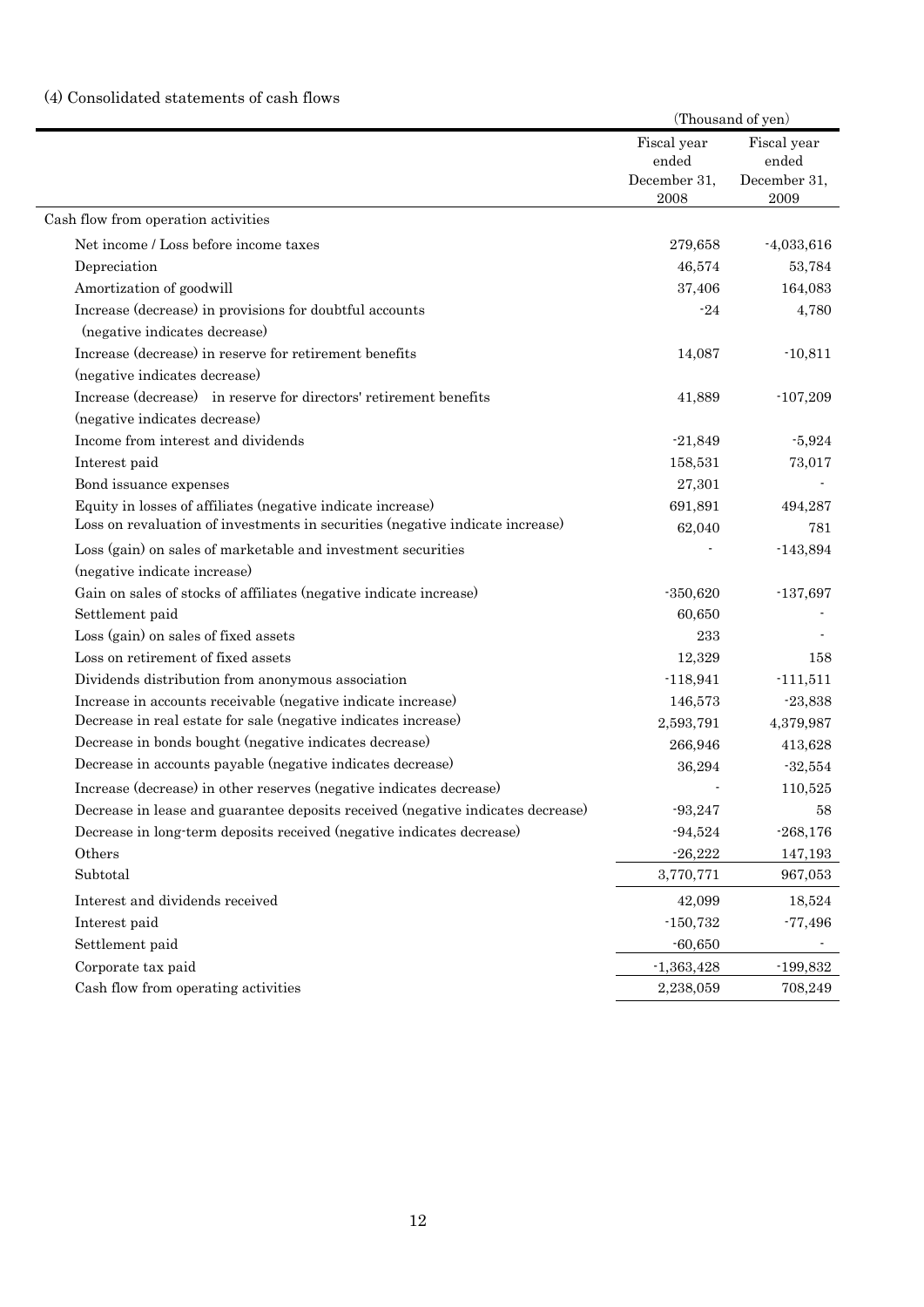### (4) Consolidated statements of cash flows

(Thousand of yen)

| | Fiscal year ended December 31, 2008 | Fiscal year ended December 31, 2009 |
|---|---|---|
| Cash flow from operation activities | | |
| Net income / Loss before income taxes | 279,658 | -4,033,616 |
| Depreciation | 46,574 | 53,784 |
| Amortization of goodwill | 37,406 | 164,083 |
| Increase (decrease) in provisions for doubtful accounts (negative indicates decrease) | -24 | 4,780 |
| Increase (decrease) in reserve for retirement benefits (negative indicates decrease) | 14,087 | -10,811 |
| Increase (decrease) in reserve for directors' retirement benefits (negative indicates decrease) | 41,889 | -107,209 |
| Income from interest and dividends | -21,849 | -5,924 |
| Interest paid | 158,531 | 73,017 |
| Bond issuance expenses | 27,301 | - |
| Equity in losses of affiliates (negative indicate increase) | 691,891 | 494,287 |
| Loss on revaluation of investments in securities (negative indicate increase) | 62,040 | 781 |
| Loss (gain) on sales of marketable and investment securities (negative indicate increase) | - | -143,894 |
| Gain on sales of stocks of affiliates (negative indicate increase) | -350,620 | -137,697 |
| Settlement paid | 60,650 | - |
| Loss (gain) on sales of fixed assets | 233 | - |
| Loss on retirement of fixed assets | 12,329 | 158 |
| Dividends distribution from anonymous association | -118,941 | -111,511 |
| Increase in accounts receivable (negative indicate increase) | 146,573 | -23,838 |
| Decrease in real estate for sale (negative indicates increase) | 2,593,791 | 4,379,987 |
| Decrease in bonds bought (negative indicates decrease) | 266,946 | 413,628 |
| Decrease in accounts payable (negative indicates decrease) | 36,294 | -32,554 |
| Increase (decrease) in other reserves (negative indicates decrease) | - | 110,525 |
| Decrease in lease and guarantee deposits received (negative indicates decrease) | -93,247 | 58 |
| Decrease in long-term deposits received (negative indicates decrease) | -94,524 | -268,176 |
| Others | -26,222 | 147,193 |
| Subtotal | 3,770,771 | 967,053 |
| Interest and dividends received | 42,099 | 18,524 |
| Interest paid | -150,732 | -77,496 |
| Settlement paid | -60,650 | - |
| Corporate tax paid | -1,363,428 | -199,832 |
| Cash flow from operating activities | 2,238,059 | 708,249 |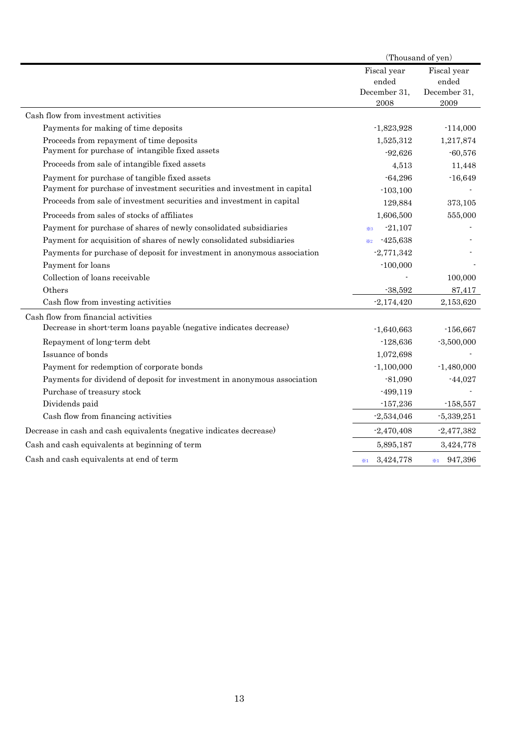(Thousand of yen)

| | Fiscal year ended December 31, 2008 | Fiscal year ended December 31, 2009 |
|---|---|---|
| Cash flow from investment activities | | |
| Payments for making of time deposits | -1,823,928 | -114,000 |
| Proceeds from repayment of time deposits | 1,525,312 | 1,217,874 |
| Payment for purchase of intangible fixed assets | -92,626 | -60,576 |
| Proceeds from sale of intangible fixed assets | 4,513 | 11,448 |
| Payment for purchase of tangible fixed assets | -64,296 | -16,649 |
| Payment for purchase of investment securities and investment in capital | -103,100 | - |
| Proceeds from sale of investment securities and investment in capital | 129,884 | 373,105 |
| Proceeds from sales of stocks of affiliates | 1,606,500 | 555,000 |
| Payment for purchase of shares of newly consolidated subsidiaries | ※3 -21,107 | - |
| Payment for acquisition of shares of newly consolidated subsidiaries | ※2 -425,638 | - |
| Payments for purchase of deposit for investment in anonymous association | -2,771,342 | - |
| Payment for loans | -100,000 | - |
| Collection of loans receivable | - | 100,000 |
| Others | -38,592 | 87,417 |
| Cash flow from investing activities | -2,174,420 | 2,153,620 |
| Cash flow from financial activities | | |
| Decrease in short-term loans payable (negative indicates decrease) | -1,640,663 | -156,667 |
| Repayment of long-term debt | -128,636 | -3,500,000 |
| Issuance of bonds | 1,072,698 | - |
| Payment for redemption of corporate bonds | -1,100,000 | -1,480,000 |
| Payments for dividend of deposit for investment in anonymous association | -81,090 | -44,027 |
| Purchase of treasury stock | -499,119 | - |
| Dividends paid | -157,236 | -158,557 |
| Cash flow from financing activities | -2,534,046 | -5,339,251 |
| Decrease in cash and cash equivalents (negative indicates decrease) | -2,470,408 | -2,477,382 |
| Cash and cash equivalents at beginning of term | 5,895,187 | 3,424,778 |
| Cash and cash equivalents at end of term | ※1 3,424,778 | ※1 947,396 |